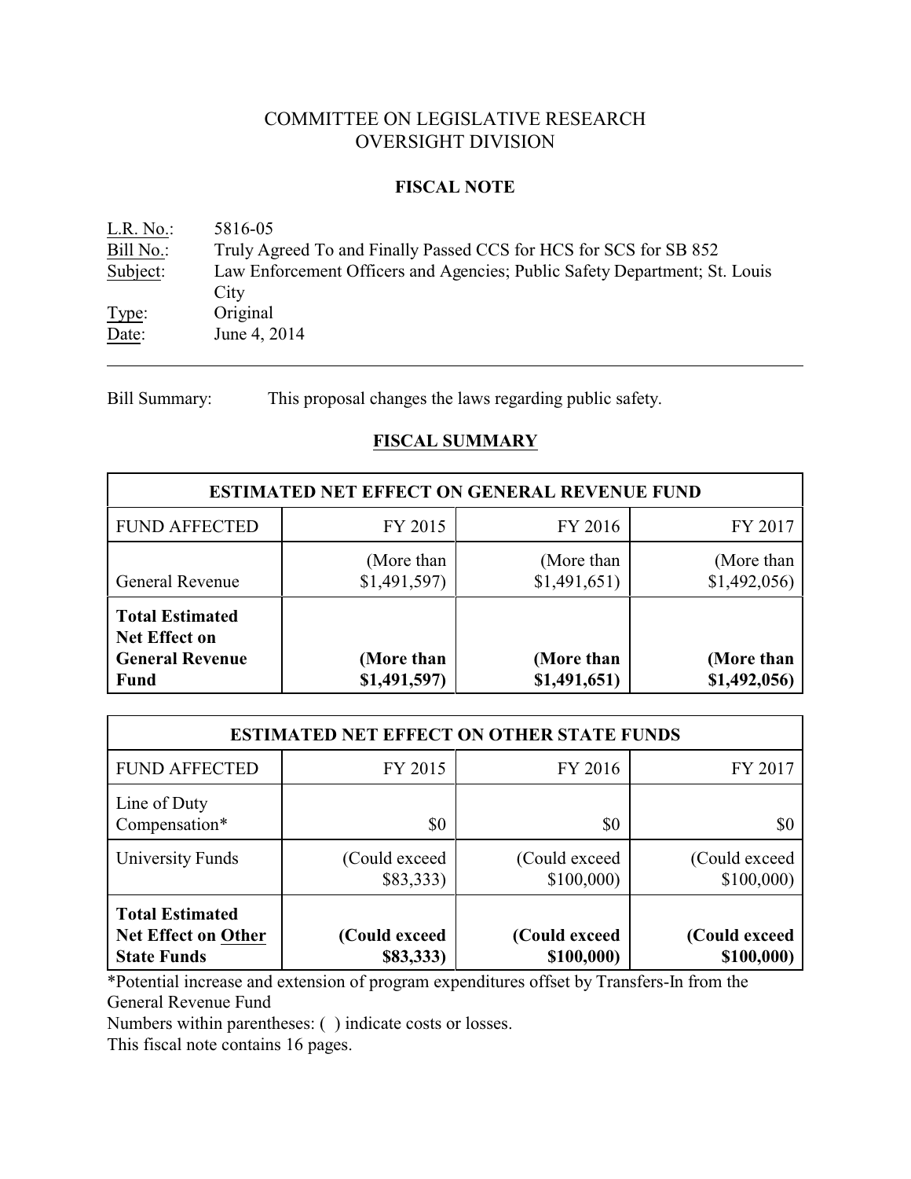# COMMITTEE ON LEGISLATIVE RESEARCH
# OVERSIGHT DIVISION

## FISCAL NOTE

L.R. No.: 5816-05
Bill No.: Truly Agreed To and Finally Passed CCS for HCS for SCS for SB 852
Subject: Law Enforcement Officers and Agencies; Public Safety Department; St. Louis City
Type: Original
Date: June 4, 2014

---

Bill Summary: This proposal changes the laws regarding public safety.

## FISCAL SUMMARY

| ESTIMATED NET EFFECT ON GENERAL REVENUE FUND | | | |
|---|---|---|---|
| FUND AFFECTED | FY 2015 | FY 2016 | FY 2017 |
| General Revenue | (More than $1,491,597) | (More than $1,491,651) | (More than $1,492,056) |
| **Total Estimated Net Effect on General Revenue Fund** | **(More than $1,491,597)** | **(More than $1,491,651)** | **(More than $1,492,056)** |

| ESTIMATED NET EFFECT ON OTHER STATE FUNDS | | | |
|---|---|---|---|
| FUND AFFECTED | FY 2015 | FY 2016 | FY 2017 |
| Line of Duty Compensation* | $0 | $0 | $0 |
| University Funds | (Could exceed $83,333) | (Could exceed $100,000) | (Could exceed $100,000) |
| **Total Estimated Net Effect on Other State Funds** | **(Could exceed $83,333)** | **(Could exceed $100,000)** | **(Could exceed $100,000)** |

*Potential increase and extension of program expenditures offset by Transfers-In from the General Revenue Fund

Numbers within parentheses: ( ) indicate costs or losses.

This fiscal note contains 16 pages.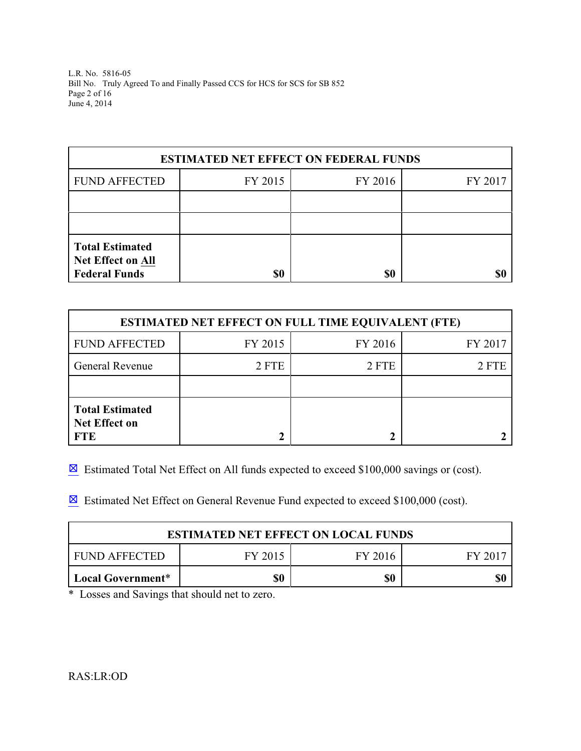| ESTIMATED NET EFFECT ON FEDERAL FUNDS | | | |
|---|---|---|---|
| FUND AFFECTED | FY 2015 | FY 2016 | FY 2017 |
| | | | |
| | | | |
| **Total Estimated Net Effect on All Federal Funds** | **$0** | **$0** | **$0** |

| ESTIMATED NET EFFECT ON FULL TIME EQUIVALENT (FTE) | | | |
|---|---|---|---|
| FUND AFFECTED | FY 2015 | FY 2016 | FY 2017 |
| General Revenue | 2 FTE | 2 FTE | 2 FTE |
| | | | |
| **Total Estimated Net Effect on FTE** | **2** | **2** | **2** |

☒ Estimated Total Net Effect on All funds expected to exceed $100,000 savings or (cost).

☒ Estimated Net Effect on General Revenue Fund expected to exceed $100,000 (cost).

| ESTIMATED NET EFFECT ON LOCAL FUNDS | | | |
|---|---|---|---|
| FUND AFFECTED | FY 2015 | FY 2016 | FY 2017 |
| **Local Government*** | **$0** | **$0** | **$0** |

* Losses and Savings that should net to zero.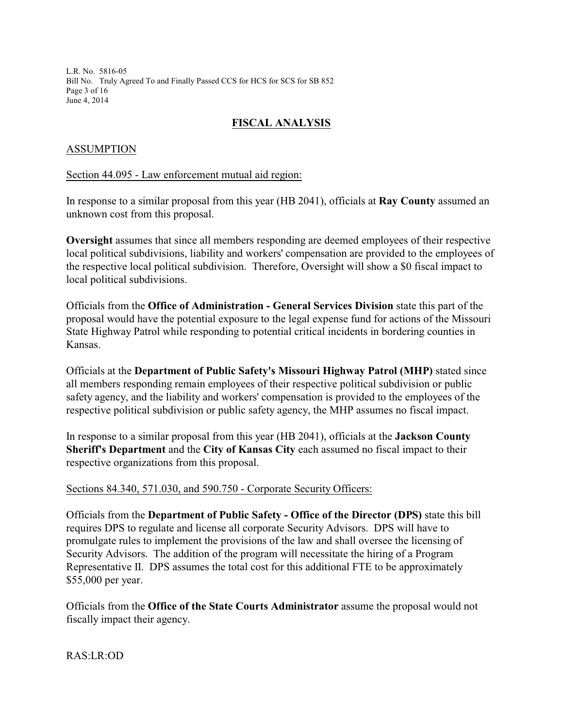## FISCAL ANALYSIS

### ASSUMPTION

Section 44.095 - Law enforcement mutual aid region:

In response to a similar proposal from this year (HB 2041), officials at **Ray County** assumed an unknown cost from this proposal.

**Oversight** assumes that since all members responding are deemed employees of their respective local political subdivisions, liability and workers' compensation are provided to the employees of the respective local political subdivision. Therefore, Oversight will show a $0 fiscal impact to local political subdivisions.

Officials from the **Office of Administration - General Services Division** state this part of the proposal would have the potential exposure to the legal expense fund for actions of the Missouri State Highway Patrol while responding to potential critical incidents in bordering counties in Kansas.

Officials at the **Department of Public Safety's Missouri Highway Patrol (MHP)** stated since all members responding remain employees of their respective political subdivision or public safety agency, and the liability and workers' compensation is provided to the employees of the respective political subdivision or public safety agency, the MHP assumes no fiscal impact.

In response to a similar proposal from this year (HB 2041), officials at the **Jackson County Sheriff's Department** and the **City of Kansas City** each assumed no fiscal impact to their respective organizations from this proposal.

Sections 84.340, 571.030, and 590.750 - Corporate Security Officers:

Officials from the **Department of Public Safety - Office of the Director (DPS)** state this bill requires DPS to regulate and license all corporate Security Advisors. DPS will have to promulgate rules to implement the provisions of the law and shall oversee the licensing of Security Advisors. The addition of the program will necessitate the hiring of a Program Representative II. DPS assumes the total cost for this additional FTE to be approximately $55,000 per year.

Officials from the **Office of the State Courts Administrator** assume the proposal would not fiscally impact their agency.

RAS:LR:OD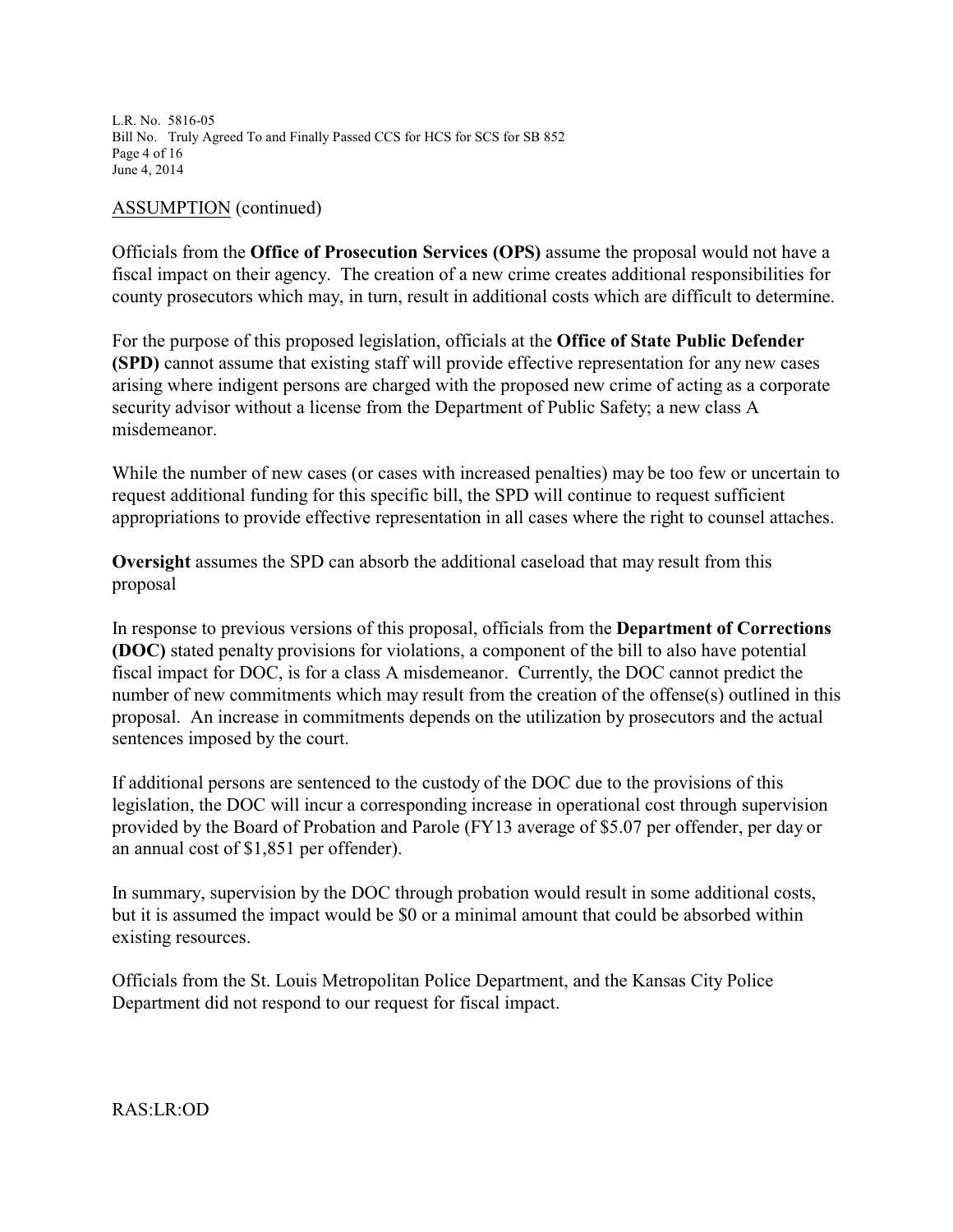ASSUMPTION (continued)

Officials from the **Office of Prosecution Services (OPS)** assume the proposal would not have a fiscal impact on their agency. The creation of a new crime creates additional responsibilities for county prosecutors which may, in turn, result in additional costs which are difficult to determine.

For the purpose of this proposed legislation, officials at the **Office of State Public Defender (SPD)** cannot assume that existing staff will provide effective representation for any new cases arising where indigent persons are charged with the proposed new crime of acting as a corporate security advisor without a license from the Department of Public Safety; a new class A misdemeanor.

While the number of new cases (or cases with increased penalties) may be too few or uncertain to request additional funding for this specific bill, the SPD will continue to request sufficient appropriations to provide effective representation in all cases where the right to counsel attaches.

**Oversight** assumes the SPD can absorb the additional caseload that may result from this proposal

In response to previous versions of this proposal, officials from the **Department of Corrections (DOC)** stated penalty provisions for violations, a component of the bill to also have potential fiscal impact for DOC, is for a class A misdemeanor. Currently, the DOC cannot predict the number of new commitments which may result from the creation of the offense(s) outlined in this proposal. An increase in commitments depends on the utilization by prosecutors and the actual sentences imposed by the court.

If additional persons are sentenced to the custody of the DOC due to the provisions of this legislation, the DOC will incur a corresponding increase in operational cost through supervision provided by the Board of Probation and Parole (FY13 average of $5.07 per offender, per day or an annual cost of $1,851 per offender).

In summary, supervision by the DOC through probation would result in some additional costs, but it is assumed the impact would be $0 or a minimal amount that could be absorbed within existing resources.

Officials from the St. Louis Metropolitan Police Department, and the Kansas City Police Department did not respond to our request for fiscal impact.

RAS:LR:OD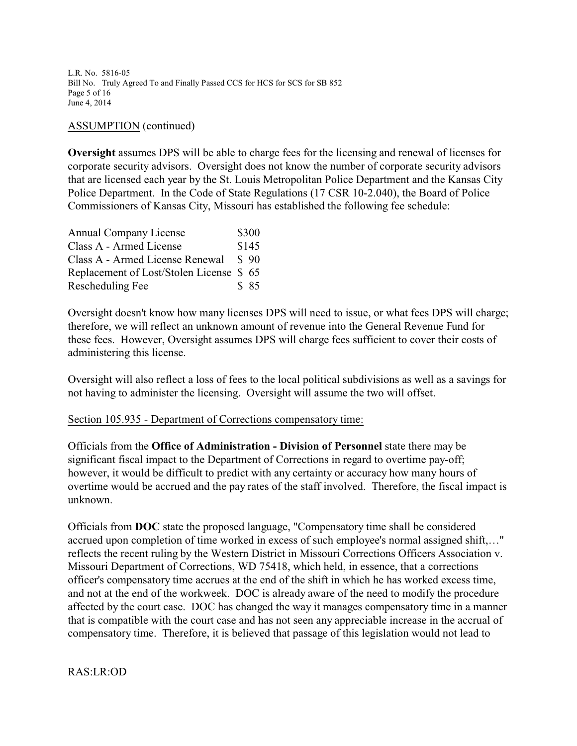ASSUMPTION (continued)

**Oversight** assumes DPS will be able to charge fees for the licensing and renewal of licenses for corporate security advisors. Oversight does not know the number of corporate security advisors that are licensed each year by the St. Louis Metropolitan Police Department and the Kansas City Police Department. In the Code of State Regulations (17 CSR 10-2.040), the Board of Police Commissioners of Kansas City, Missouri has established the following fee schedule:

| | |
|---|---|
| Annual Company License | $300 |
| Class A - Armed License | $145 |
| Class A - Armed License Renewal | $ 90 |
| Replacement of Lost/Stolen License | $ 65 |
| Rescheduling Fee | $ 85 |

Oversight doesn't know how many licenses DPS will need to issue, or what fees DPS will charge; therefore, we will reflect an unknown amount of revenue into the General Revenue Fund for these fees. However, Oversight assumes DPS will charge fees sufficient to cover their costs of administering this license.

Oversight will also reflect a loss of fees to the local political subdivisions as well as a savings for not having to administer the licensing. Oversight will assume the two will offset.

Section 105.935 - Department of Corrections compensatory time:

Officials from the **Office of Administration - Division of Personnel** state there may be significant fiscal impact to the Department of Corrections in regard to overtime pay-off; however, it would be difficult to predict with any certainty or accuracy how many hours of overtime would be accrued and the pay rates of the staff involved. Therefore, the fiscal impact is unknown.

Officials from **DOC** state the proposed language, "Compensatory time shall be considered accrued upon completion of time worked in excess of such employee's normal assigned shift,…" reflects the recent ruling by the Western District in Missouri Corrections Officers Association v. Missouri Department of Corrections, WD 75418, which held, in essence, that a corrections officer's compensatory time accrues at the end of the shift in which he has worked excess time, and not at the end of the workweek. DOC is already aware of the need to modify the procedure affected by the court case. DOC has changed the way it manages compensatory time in a manner that is compatible with the court case and has not seen any appreciable increase in the accrual of compensatory time. Therefore, it is believed that passage of this legislation would not lead to

RAS:LR:OD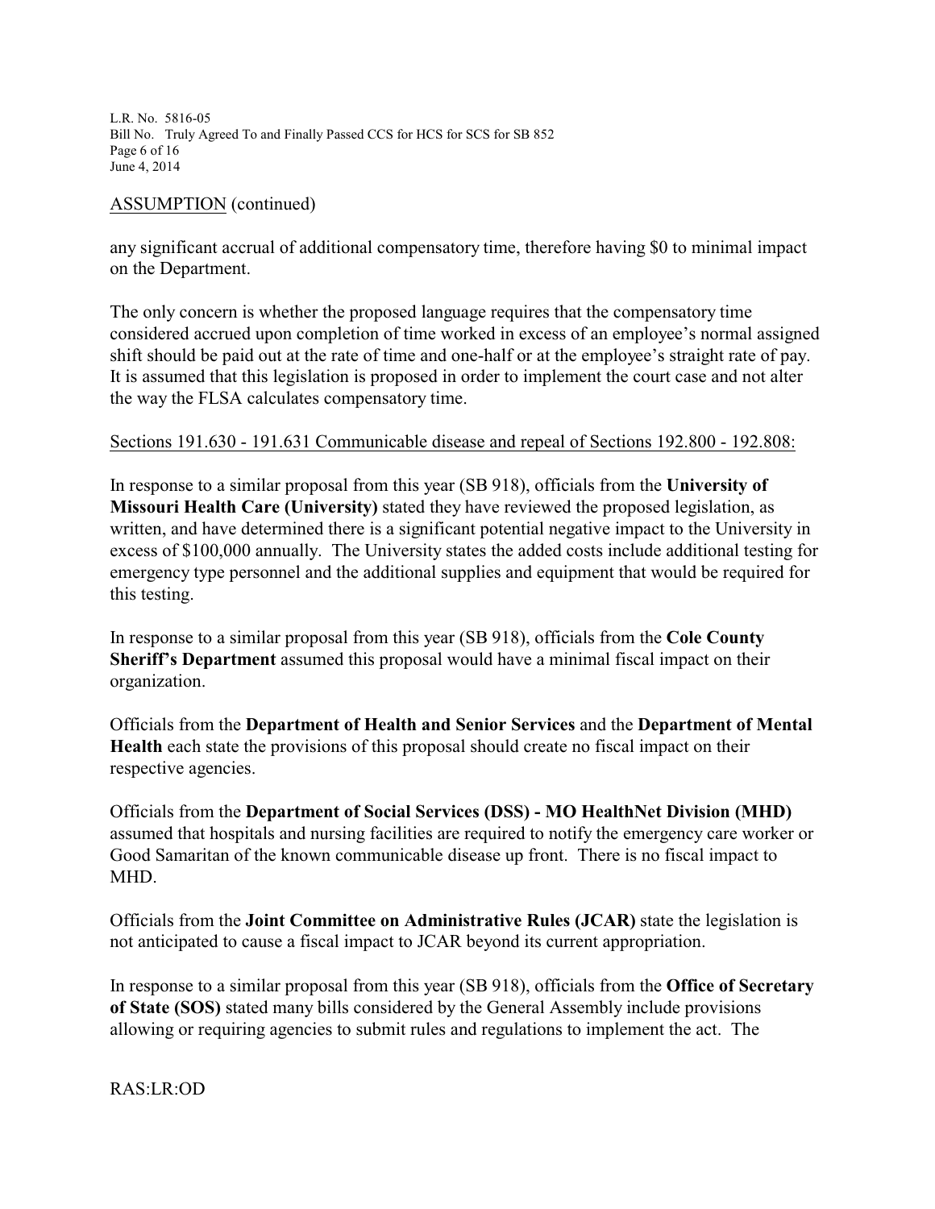ASSUMPTION (continued)

any significant accrual of additional compensatory time, therefore having $0 to minimal impact on the Department.

The only concern is whether the proposed language requires that the compensatory time considered accrued upon completion of time worked in excess of an employee's normal assigned shift should be paid out at the rate of time and one-half or at the employee's straight rate of pay. It is assumed that this legislation is proposed in order to implement the court case and not alter the way the FLSA calculates compensatory time.

Sections 191.630 - 191.631 Communicable disease and repeal of Sections 192.800 - 192.808:

In response to a similar proposal from this year (SB 918), officials from the **University of Missouri Health Care (University)** stated they have reviewed the proposed legislation, as written, and have determined there is a significant potential negative impact to the University in excess of $100,000 annually. The University states the added costs include additional testing for emergency type personnel and the additional supplies and equipment that would be required for this testing.

In response to a similar proposal from this year (SB 918), officials from the **Cole County Sheriff's Department** assumed this proposal would have a minimal fiscal impact on their organization.

Officials from the **Department of Health and Senior Services** and the **Department of Mental Health** each state the provisions of this proposal should create no fiscal impact on their respective agencies.

Officials from the **Department of Social Services (DSS) - MO HealthNet Division (MHD)** assumed that hospitals and nursing facilities are required to notify the emergency care worker or Good Samaritan of the known communicable disease up front. There is no fiscal impact to MHD.

Officials from the **Joint Committee on Administrative Rules (JCAR)** state the legislation is not anticipated to cause a fiscal impact to JCAR beyond its current appropriation.

In response to a similar proposal from this year (SB 918), officials from the **Office of Secretary of State (SOS)** stated many bills considered by the General Assembly include provisions allowing or requiring agencies to submit rules and regulations to implement the act. The

RAS:LR:OD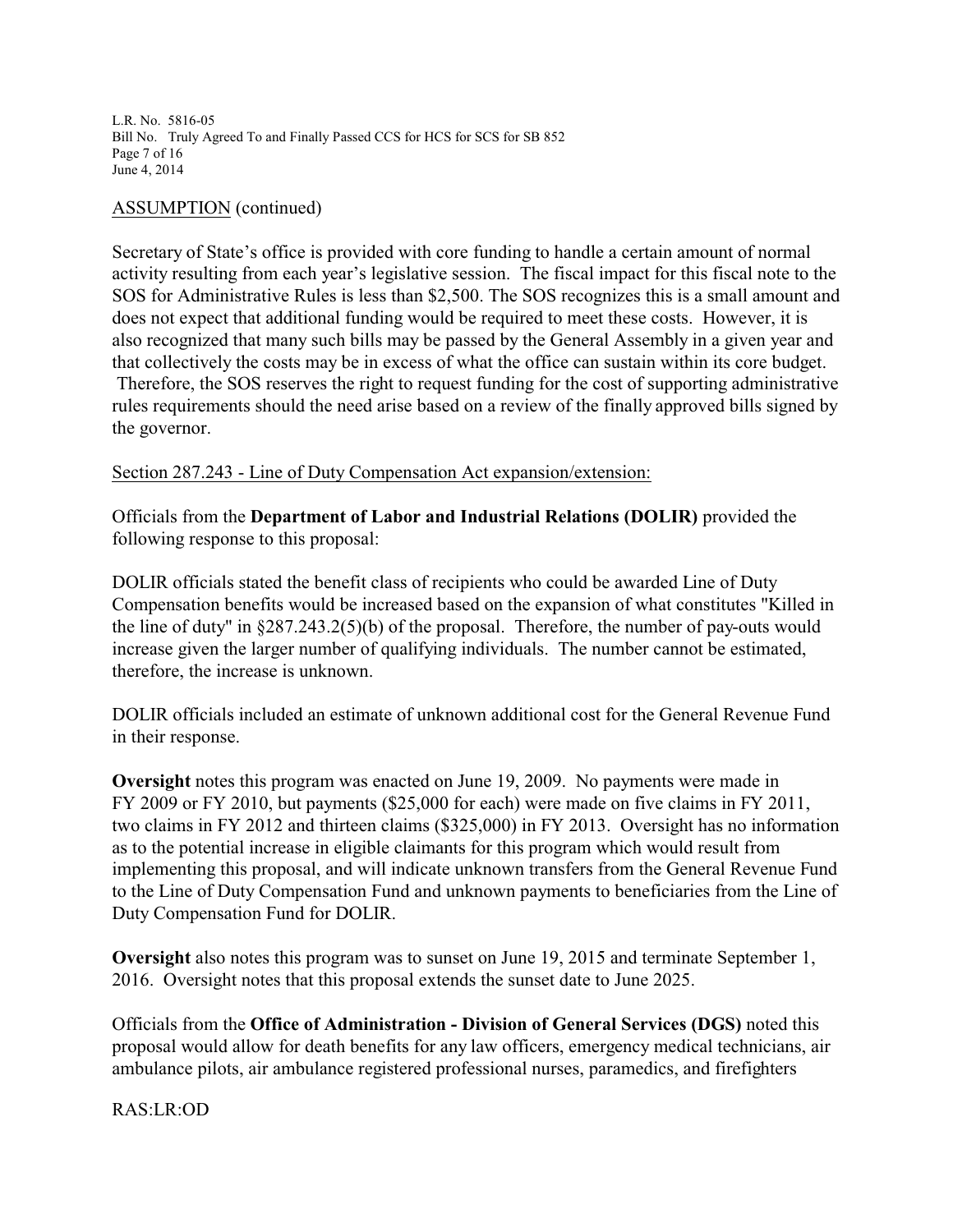ASSUMPTION (continued)

Secretary of State's office is provided with core funding to handle a certain amount of normal activity resulting from each year's legislative session. The fiscal impact for this fiscal note to the SOS for Administrative Rules is less than $2,500. The SOS recognizes this is a small amount and does not expect that additional funding would be required to meet these costs. However, it is also recognized that many such bills may be passed by the General Assembly in a given year and that collectively the costs may be in excess of what the office can sustain within its core budget. Therefore, the SOS reserves the right to request funding for the cost of supporting administrative rules requirements should the need arise based on a review of the finally approved bills signed by the governor.

Section 287.243 - Line of Duty Compensation Act expansion/extension:

Officials from the **Department of Labor and Industrial Relations (DOLIR)** provided the following response to this proposal:

DOLIR officials stated the benefit class of recipients who could be awarded Line of Duty Compensation benefits would be increased based on the expansion of what constitutes "Killed in the line of duty" in §287.243.2(5)(b) of the proposal. Therefore, the number of pay-outs would increase given the larger number of qualifying individuals. The number cannot be estimated, therefore, the increase is unknown.

DOLIR officials included an estimate of unknown additional cost for the General Revenue Fund in their response.

**Oversight** notes this program was enacted on June 19, 2009. No payments were made in FY 2009 or FY 2010, but payments ($25,000 for each) were made on five claims in FY 2011, two claims in FY 2012 and thirteen claims ($325,000) in FY 2013. Oversight has no information as to the potential increase in eligible claimants for this program which would result from implementing this proposal, and will indicate unknown transfers from the General Revenue Fund to the Line of Duty Compensation Fund and unknown payments to beneficiaries from the Line of Duty Compensation Fund for DOLIR.

**Oversight** also notes this program was to sunset on June 19, 2015 and terminate September 1, 2016. Oversight notes that this proposal extends the sunset date to June 2025.

Officials from the **Office of Administration - Division of General Services (DGS)** noted this proposal would allow for death benefits for any law officers, emergency medical technicians, air ambulance pilots, air ambulance registered professional nurses, paramedics, and firefighters

RAS:LR:OD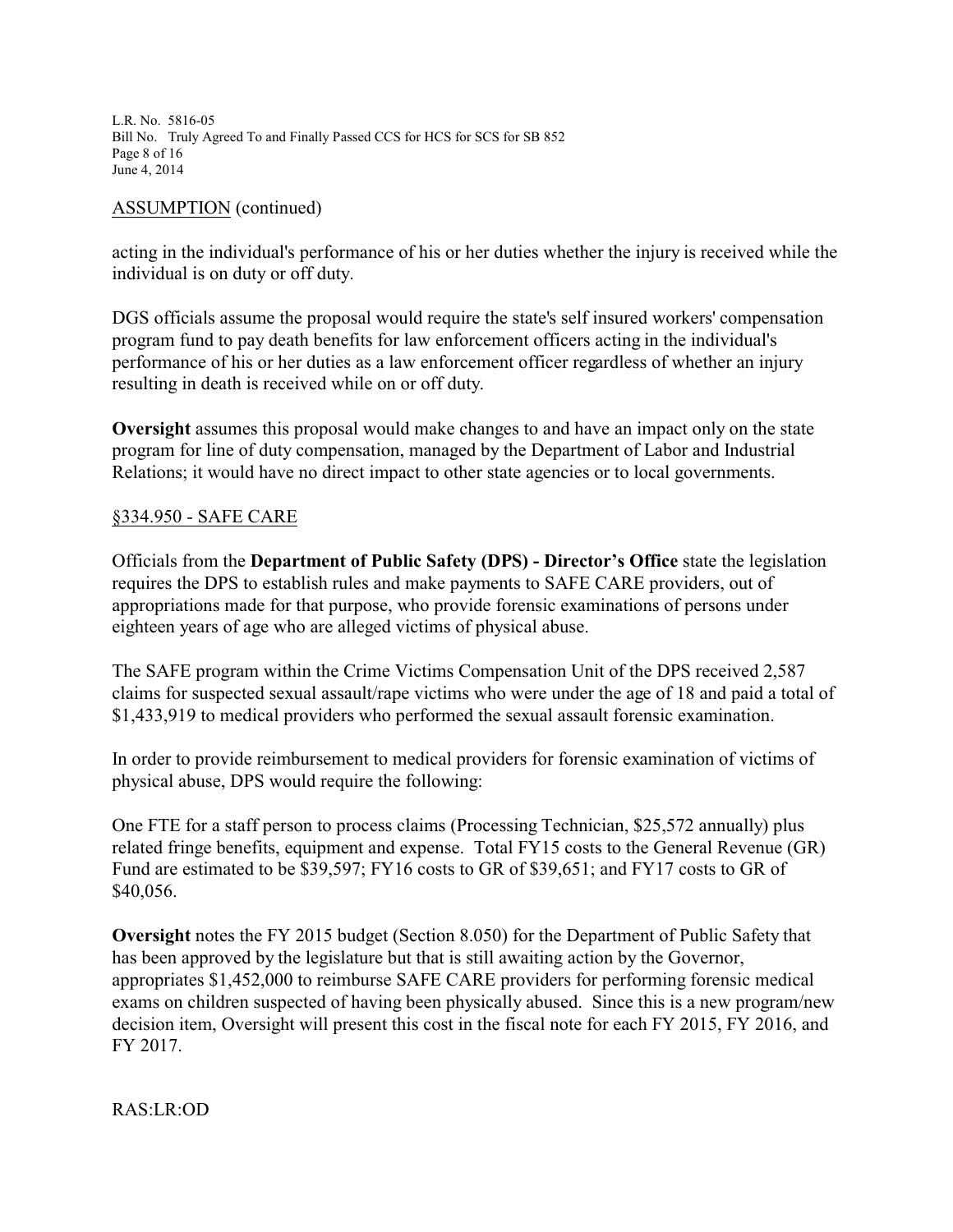ASSUMPTION (continued)

acting in the individual's performance of his or her duties whether the injury is received while the individual is on duty or off duty.

DGS officials assume the proposal would require the state's self insured workers' compensation program fund to pay death benefits for law enforcement officers acting in the individual's performance of his or her duties as a law enforcement officer regardless of whether an injury resulting in death is received while on or off duty.

**Oversight** assumes this proposal would make changes to and have an impact only on the state program for line of duty compensation, managed by the Department of Labor and Industrial Relations; it would have no direct impact to other state agencies or to local governments.

§334.950 - SAFE CARE

Officials from the **Department of Public Safety (DPS) - Director's Office** state the legislation requires the DPS to establish rules and make payments to SAFE CARE providers, out of appropriations made for that purpose, who provide forensic examinations of persons under eighteen years of age who are alleged victims of physical abuse.

The SAFE program within the Crime Victims Compensation Unit of the DPS received 2,587 claims for suspected sexual assault/rape victims who were under the age of 18 and paid a total of $1,433,919 to medical providers who performed the sexual assault forensic examination.

In order to provide reimbursement to medical providers for forensic examination of victims of physical abuse, DPS would require the following:

One FTE for a staff person to process claims (Processing Technician, $25,572 annually) plus related fringe benefits, equipment and expense. Total FY15 costs to the General Revenue (GR) Fund are estimated to be $39,597; FY16 costs to GR of $39,651; and FY17 costs to GR of $40,056.

**Oversight** notes the FY 2015 budget (Section 8.050) for the Department of Public Safety that has been approved by the legislature but that is still awaiting action by the Governor, appropriates $1,452,000 to reimburse SAFE CARE providers for performing forensic medical exams on children suspected of having been physically abused. Since this is a new program/new decision item, Oversight will present this cost in the fiscal note for each FY 2015, FY 2016, and FY 2017.

RAS:LR:OD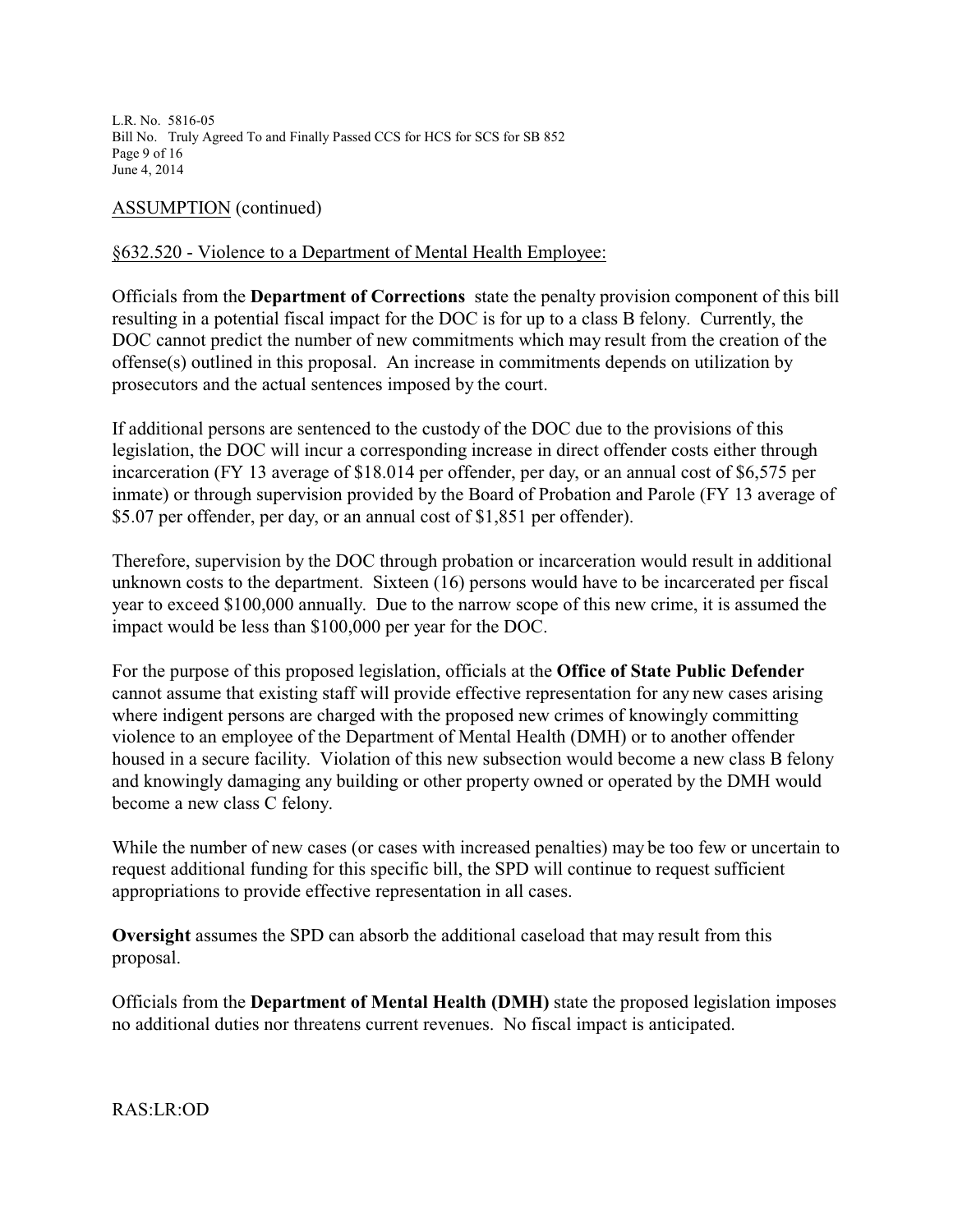ASSUMPTION (continued)

§632.520 - Violence to a Department of Mental Health Employee:

Officials from the **Department of Corrections** state the penalty provision component of this bill resulting in a potential fiscal impact for the DOC is for up to a class B felony. Currently, the DOC cannot predict the number of new commitments which may result from the creation of the offense(s) outlined in this proposal. An increase in commitments depends on utilization by prosecutors and the actual sentences imposed by the court.

If additional persons are sentenced to the custody of the DOC due to the provisions of this legislation, the DOC will incur a corresponding increase in direct offender costs either through incarceration (FY 13 average of $18.014 per offender, per day, or an annual cost of $6,575 per inmate) or through supervision provided by the Board of Probation and Parole (FY 13 average of $5.07 per offender, per day, or an annual cost of $1,851 per offender).

Therefore, supervision by the DOC through probation or incarceration would result in additional unknown costs to the department. Sixteen (16) persons would have to be incarcerated per fiscal year to exceed $100,000 annually. Due to the narrow scope of this new crime, it is assumed the impact would be less than $100,000 per year for the DOC.

For the purpose of this proposed legislation, officials at the **Office of State Public Defender** cannot assume that existing staff will provide effective representation for any new cases arising where indigent persons are charged with the proposed new crimes of knowingly committing violence to an employee of the Department of Mental Health (DMH) or to another offender housed in a secure facility. Violation of this new subsection would become a new class B felony and knowingly damaging any building or other property owned or operated by the DMH would become a new class C felony.

While the number of new cases (or cases with increased penalties) may be too few or uncertain to request additional funding for this specific bill, the SPD will continue to request sufficient appropriations to provide effective representation in all cases.

**Oversight** assumes the SPD can absorb the additional caseload that may result from this proposal.

Officials from the **Department of Mental Health (DMH)** state the proposed legislation imposes no additional duties nor threatens current revenues. No fiscal impact is anticipated.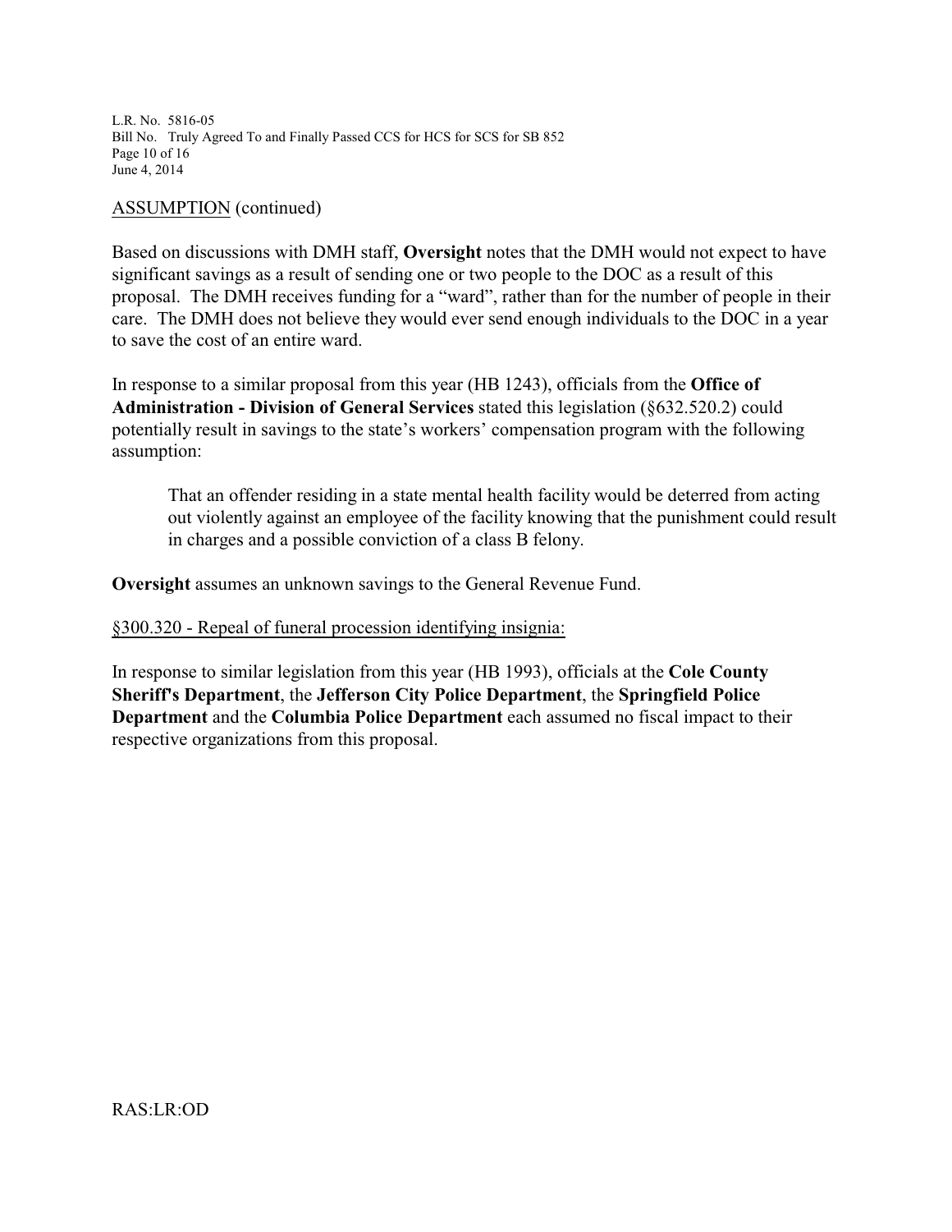ASSUMPTION (continued)

Based on discussions with DMH staff, **Oversight** notes that the DMH would not expect to have significant savings as a result of sending one or two people to the DOC as a result of this proposal. The DMH receives funding for a "ward", rather than for the number of people in their care. The DMH does not believe they would ever send enough individuals to the DOC in a year to save the cost of an entire ward.

In response to a similar proposal from this year (HB 1243), officials from the **Office of Administration - Division of General Services** stated this legislation (§632.520.2) could potentially result in savings to the state's workers' compensation program with the following assumption:

> That an offender residing in a state mental health facility would be deterred from acting out violently against an employee of the facility knowing that the punishment could result in charges and a possible conviction of a class B felony.

**Oversight** assumes an unknown savings to the General Revenue Fund.

§300.320 - Repeal of funeral procession identifying insignia:

In response to similar legislation from this year (HB 1993), officials at the **Cole County Sheriff's Department**, the **Jefferson City Police Department**, the **Springfield Police Department** and the **Columbia Police Department** each assumed no fiscal impact to their respective organizations from this proposal.

RAS:LR:OD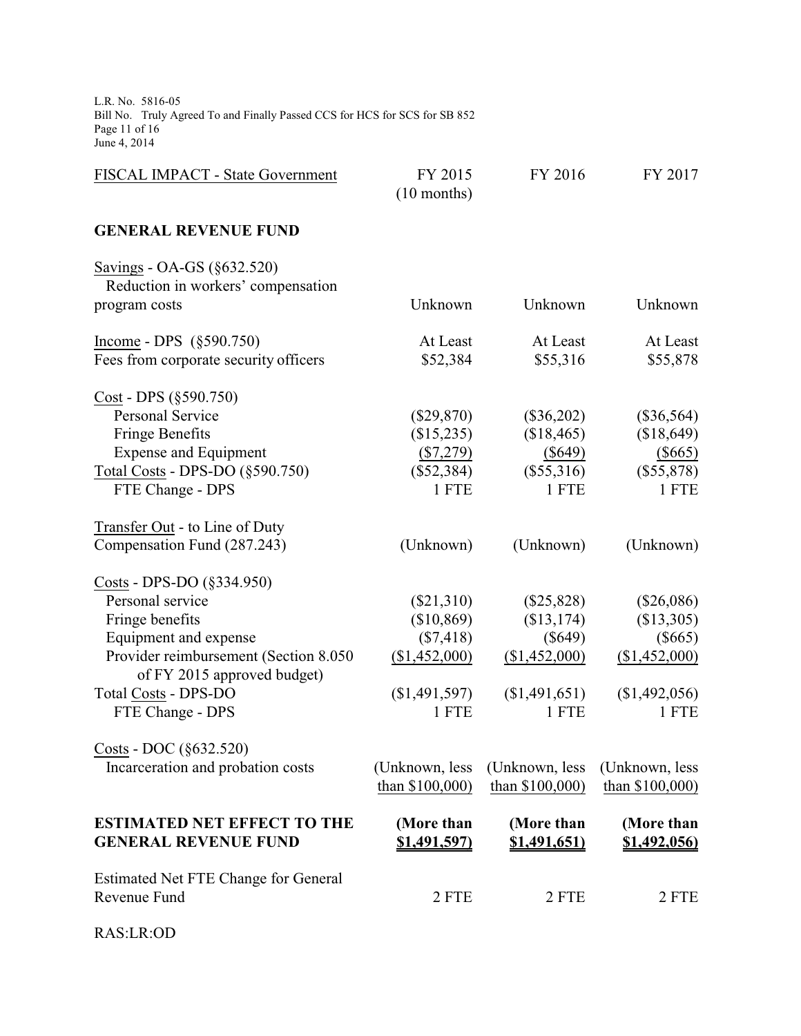| FISCAL IMPACT - State Government | FY 2015 (10 months) | FY 2016 | FY 2017 |
|---|---|---|---|
| **GENERAL REVENUE FUND** | | | |
| Savings - OA-GS (§632.520) Reduction in workers' compensation program costs | Unknown | Unknown | Unknown |
| Income - DPS (§590.750) Fees from corporate security officers | At Least $52,384 | At Least $55,316 | At Least $55,878 |
| Cost - DPS (§590.750) | | | |
| Personal Service | ($29,870) | ($36,202) | ($36,564) |
| Fringe Benefits | ($15,235) | ($18,465) | ($18,649) |
| Expense and Equipment | ($7,279) | ($649) | ($665) |
| Total Costs - DPS-DO (§590.750) | ($52,384) | ($55,316) | ($55,878) |
| FTE Change - DPS | 1 FTE | 1 FTE | 1 FTE |
| Transfer Out - to Line of Duty Compensation Fund (287.243) | (Unknown) | (Unknown) | (Unknown) |
| Costs - DPS-DO (§334.950) | | | |
| Personal service | ($21,310) | ($25,828) | ($26,086) |
| Fringe benefits | ($10,869) | ($13,174) | ($13,305) |
| Equipment and expense | ($7,418) | ($649) | ($665) |
| Provider reimbursement (Section 8.050 of FY 2015 approved budget) | ($1,452,000) | ($1,452,000) | ($1,452,000) |
| Total Costs - DPS-DO | ($1,491,597) | ($1,491,651) | ($1,492,056) |
| FTE Change - DPS | 1 FTE | 1 FTE | 1 FTE |
| Costs - DOC (§632.520) Incarceration and probation costs | (Unknown, less than $100,000) | (Unknown, less than $100,000) | (Unknown, less than $100,000) |
| **ESTIMATED NET EFFECT TO THE GENERAL REVENUE FUND** | **(More than $1,491,597)** | **(More than $1,491,651)** | **(More than $1,492,056)** |
| Estimated Net FTE Change for General Revenue Fund | 2 FTE | 2 FTE | 2 FTE |

RAS:LR:OD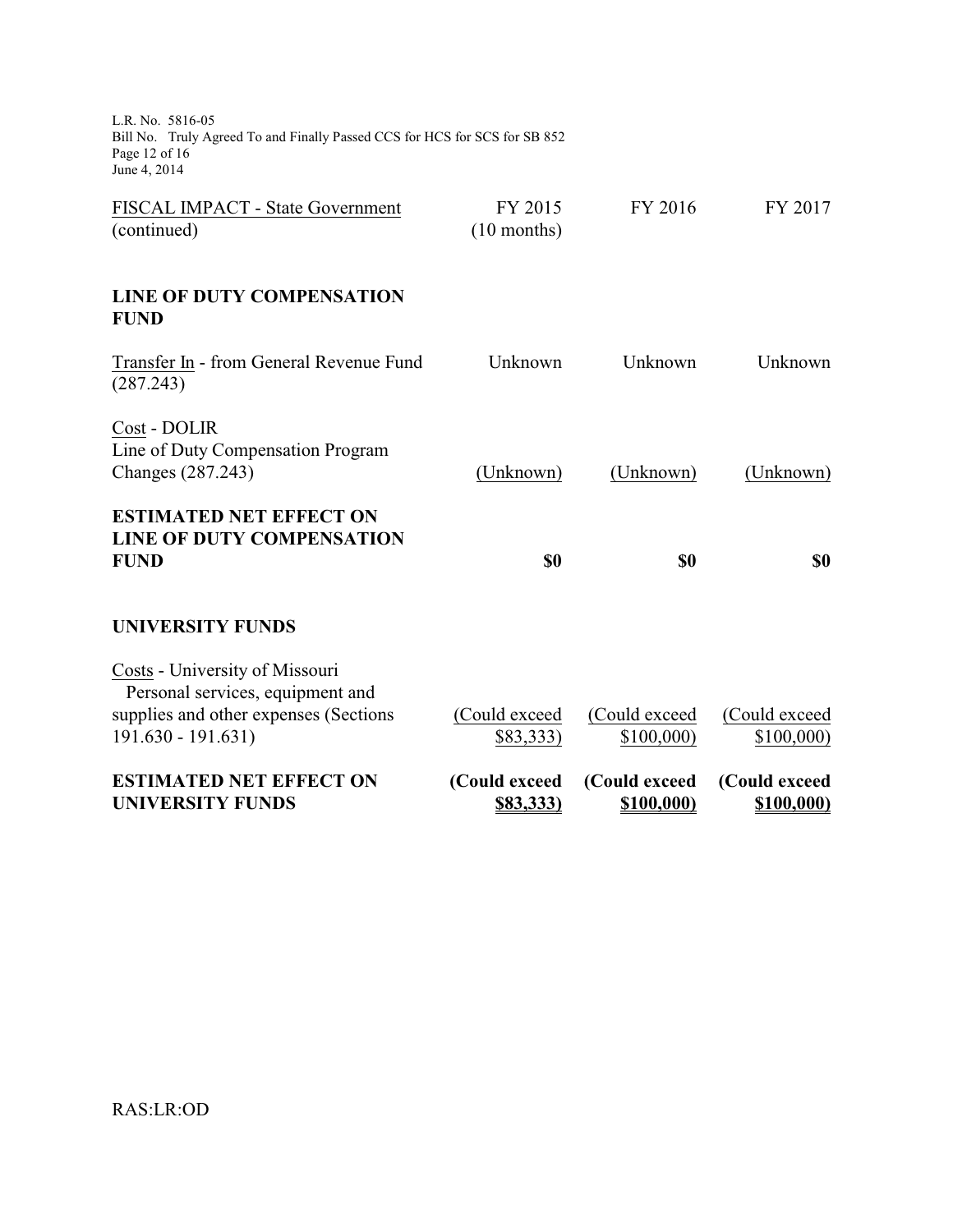| FISCAL IMPACT - State Government (continued) | FY 2015 (10 months) | FY 2016 | FY 2017 |
|---|---|---|---|
| **LINE OF DUTY COMPENSATION FUND** | | | |
| Transfer In - from General Revenue Fund (287.243) | Unknown | Unknown | Unknown |
| Cost - DOLIR Line of Duty Compensation Program Changes (287.243) | (Unknown) | (Unknown) | (Unknown) |
| **ESTIMATED NET EFFECT ON LINE OF DUTY COMPENSATION FUND** | **$0** | **$0** | **$0** |
| **UNIVERSITY FUNDS** | | | |
| Costs - University of Missouri Personal services, equipment and supplies and other expenses (Sections 191.630 - 191.631) | (Could exceed $83,333) | (Could exceed $100,000) | (Could exceed $100,000) |
| **ESTIMATED NET EFFECT ON UNIVERSITY FUNDS** | **(Could exceed $83,333)** | **(Could exceed $100,000)** | **(Could exceed $100,000)** |

RAS:LR:OD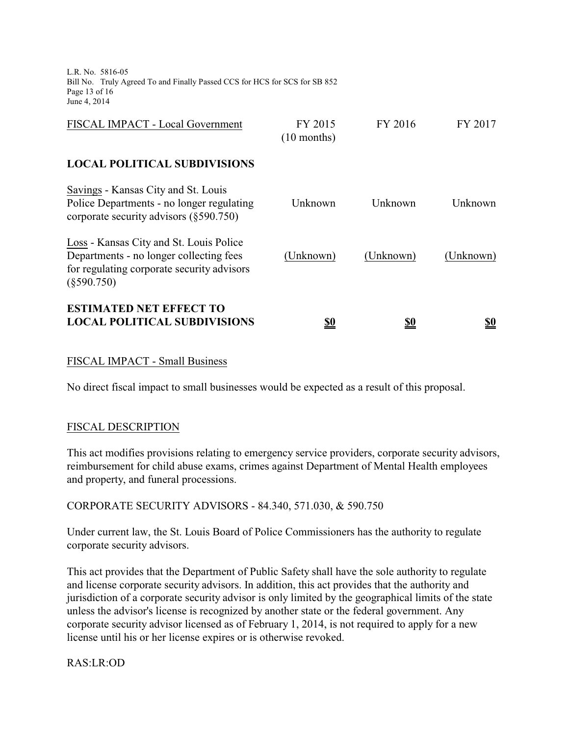| FISCAL IMPACT - Local Government | FY 2015 (10 months) | FY 2016 | FY 2017 |
|---|---|---|---|
| **LOCAL POLITICAL SUBDIVISIONS** | | | |
| Savings - Kansas City and St. Louis Police Departments - no longer regulating corporate security advisors (§590.750) | Unknown | Unknown | Unknown |
| Loss - Kansas City and St. Louis Police Departments - no longer collecting fees for regulating corporate security advisors (§590.750) | (Unknown) | (Unknown) | (Unknown) |
| **ESTIMATED NET EFFECT TO LOCAL POLITICAL SUBDIVISIONS** | **$0** | **$0** | **$0** |

FISCAL IMPACT - Small Business

No direct fiscal impact to small businesses would be expected as a result of this proposal.

FISCAL DESCRIPTION

This act modifies provisions relating to emergency service providers, corporate security advisors, reimbursement for child abuse exams, crimes against Department of Mental Health employees and property, and funeral processions.

CORPORATE SECURITY ADVISORS - 84.340, 571.030, & 590.750

Under current law, the St. Louis Board of Police Commissioners has the authority to regulate corporate security advisors.

This act provides that the Department of Public Safety shall have the sole authority to regulate and license corporate security advisors. In addition, this act provides that the authority and jurisdiction of a corporate security advisor is only limited by the geographical limits of the state unless the advisor's license is recognized by another state or the federal government. Any corporate security advisor licensed as of February 1, 2014, is not required to apply for a new license until his or her license expires or is otherwise revoked.

RAS:LR:OD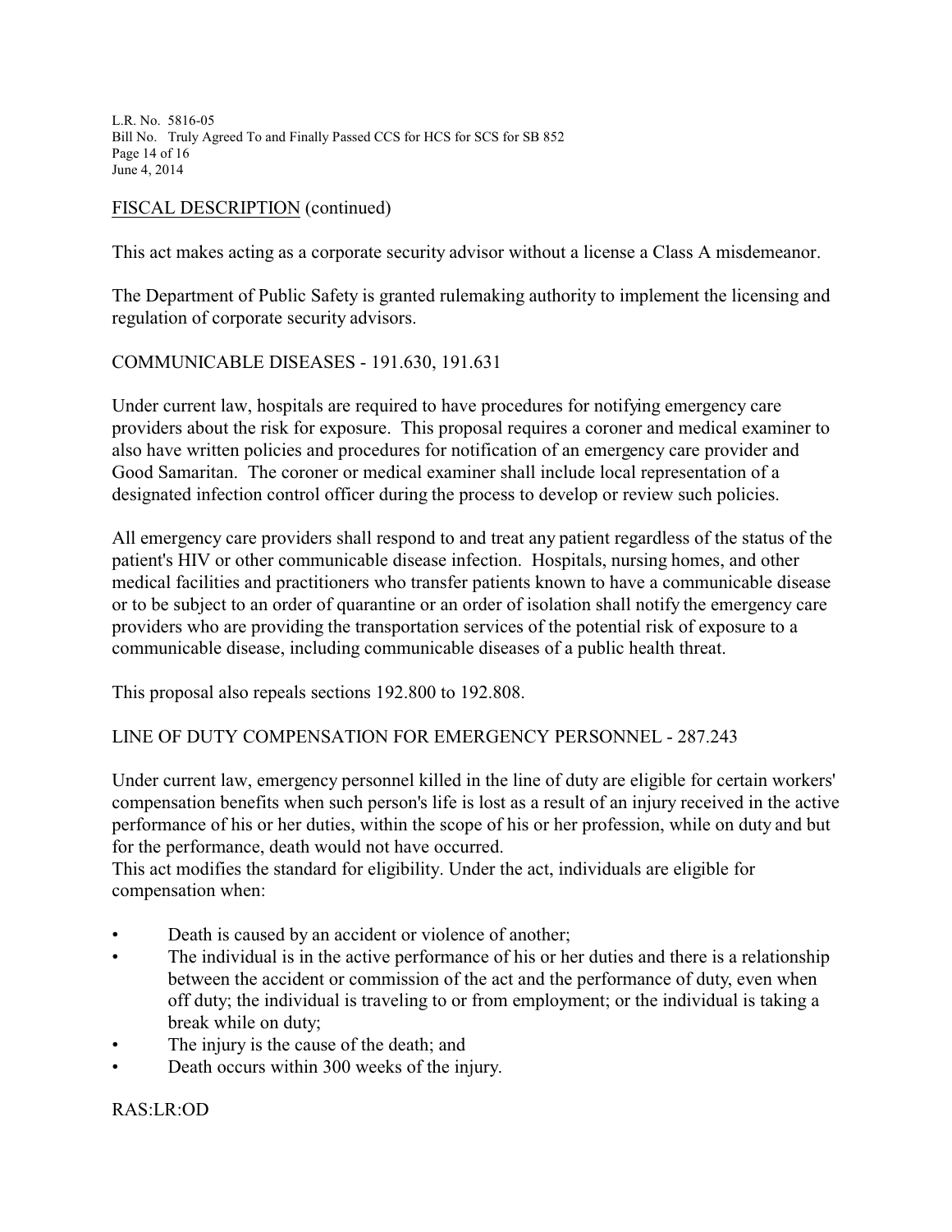FISCAL DESCRIPTION (continued)

This act makes acting as a corporate security advisor without a license a Class A misdemeanor.

The Department of Public Safety is granted rulemaking authority to implement the licensing and regulation of corporate security advisors.

COMMUNICABLE DISEASES - 191.630, 191.631

Under current law, hospitals are required to have procedures for notifying emergency care providers about the risk for exposure. This proposal requires a coroner and medical examiner to also have written policies and procedures for notification of an emergency care provider and Good Samaritan. The coroner or medical examiner shall include local representation of a designated infection control officer during the process to develop or review such policies.

All emergency care providers shall respond to and treat any patient regardless of the status of the patient's HIV or other communicable disease infection. Hospitals, nursing homes, and other medical facilities and practitioners who transfer patients known to have a communicable disease or to be subject to an order of quarantine or an order of isolation shall notify the emergency care providers who are providing the transportation services of the potential risk of exposure to a communicable disease, including communicable diseases of a public health threat.

This proposal also repeals sections 192.800 to 192.808.

LINE OF DUTY COMPENSATION FOR EMERGENCY PERSONNEL - 287.243

Under current law, emergency personnel killed in the line of duty are eligible for certain workers' compensation benefits when such person's life is lost as a result of an injury received in the active performance of his or her duties, within the scope of his or her profession, while on duty and but for the performance, death would not have occurred.
This act modifies the standard for eligibility. Under the act, individuals are eligible for compensation when:

- Death is caused by an accident or violence of another;
- The individual is in the active performance of his or her duties and there is a relationship between the accident or commission of the act and the performance of duty, even when off duty; the individual is traveling to or from employment; or the individual is taking a break while on duty;
- The injury is the cause of the death; and
- Death occurs within 300 weeks of the injury.

RAS:LR:OD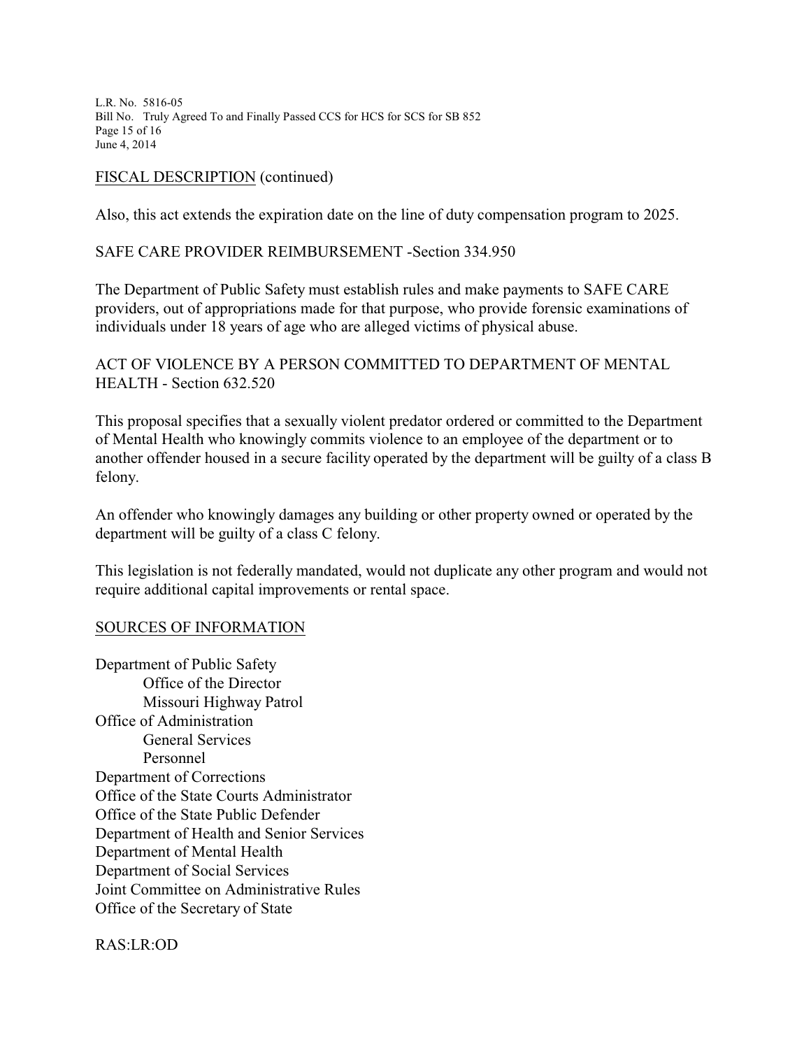FISCAL DESCRIPTION (continued)

Also, this act extends the expiration date on the line of duty compensation program to 2025.

SAFE CARE PROVIDER REIMBURSEMENT -Section 334.950

The Department of Public Safety must establish rules and make payments to SAFE CARE providers, out of appropriations made for that purpose, who provide forensic examinations of individuals under 18 years of age who are alleged victims of physical abuse.

ACT OF VIOLENCE BY A PERSON COMMITTED TO DEPARTMENT OF MENTAL HEALTH - Section 632.520

This proposal specifies that a sexually violent predator ordered or committed to the Department of Mental Health who knowingly commits violence to an employee of the department or to another offender housed in a secure facility operated by the department will be guilty of a class B felony.

An offender who knowingly damages any building or other property owned or operated by the department will be guilty of a class C felony.

This legislation is not federally mandated, would not duplicate any other program and would not require additional capital improvements or rental space.

SOURCES OF INFORMATION

Department of Public Safety
- Office of the Director
- Missouri Highway Patrol

Office of Administration
- General Services
- Personnel

Department of Corrections
Office of the State Courts Administrator
Office of the State Public Defender
Department of Health and Senior Services
Department of Mental Health
Department of Social Services
Joint Committee on Administrative Rules
Office of the Secretary of State

RAS:LR:OD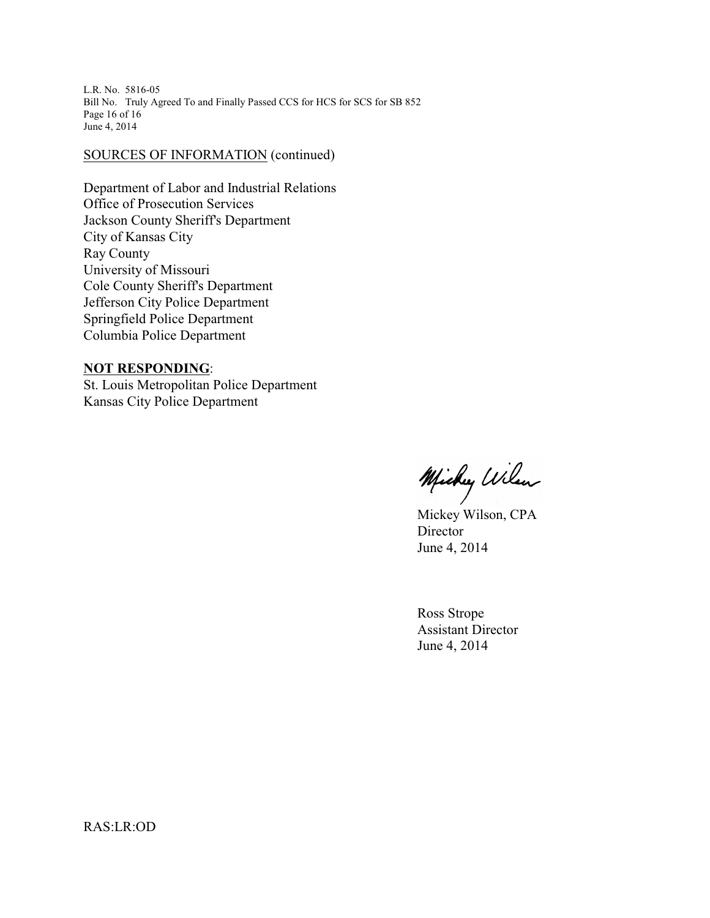SOURCES OF INFORMATION (continued)

Department of Labor and Industrial Relations
Office of Prosecution Services
Jackson County Sheriff's Department
City of Kansas City
Ray County
University of Missouri
Cole County Sheriff's Department
Jefferson City Police Department
Springfield Police Department
Columbia Police Department

**NOT RESPONDING**:
St. Louis Metropolitan Police Department
Kansas City Police Department

Mickey Wilson, CPA
Director
June 4, 2014

Ross Strope
Assistant Director
June 4, 2014

RAS:LR:OD